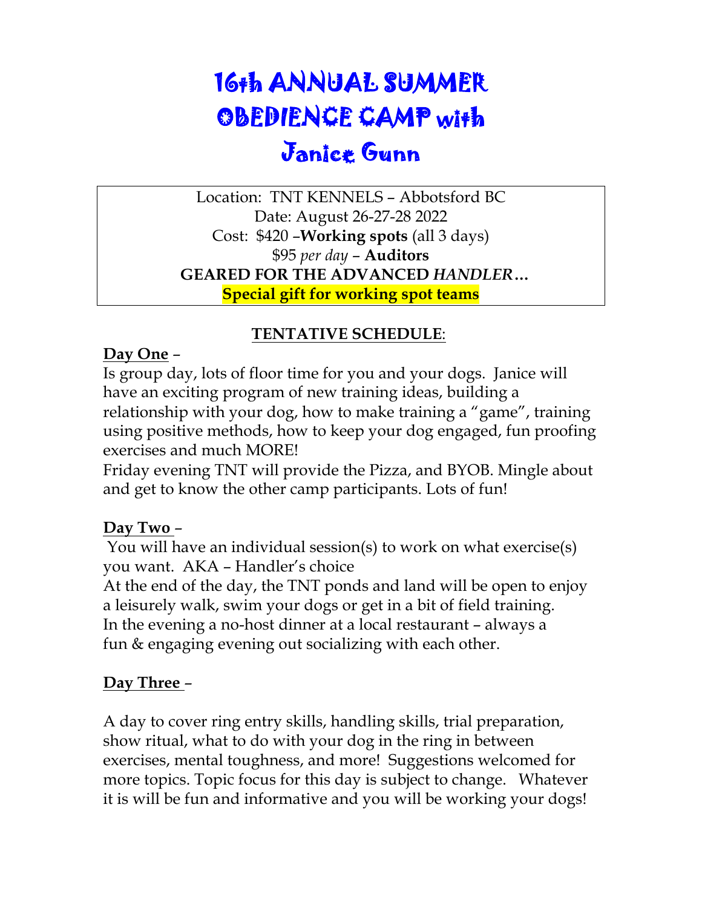# 16th ANNUAL SUMMER OBEDIENCE CAMP with Janice Gunn

Location: TNT KENNELS – Abbotsford BC
Date: August 26-27-28 2022
Cost: $420 –**Working spots** (all 3 days)
$95 *per day* – **Auditors**
**GEARED FOR THE ADVANCED *HANDLER*…**
**Special gift for working spot teams**

## TENTATIVE SCHEDULE:

**Day One** –

Is group day, lots of floor time for you and your dogs. Janice will have an exciting program of new training ideas, building a relationship with your dog, how to make training a "game", training using positive methods, how to keep your dog engaged, fun proofing exercises and much MORE!

Friday evening TNT will provide the Pizza, and BYOB. Mingle about and get to know the other camp participants. Lots of fun!

**Day Two** –

You will have an individual session(s) to work on what exercise(s) you want. AKA – Handler's choice

At the end of the day, the TNT ponds and land will be open to enjoy a leisurely walk, swim your dogs or get in a bit of field training. In the evening a no-host dinner at a local restaurant – always a fun & engaging evening out socializing with each other.

**Day Three** –

A day to cover ring entry skills, handling skills, trial preparation, show ritual, what to do with your dog in the ring in between exercises, mental toughness, and more! Suggestions welcomed for more topics. Topic focus for this day is subject to change. Whatever it is will be fun and informative and you will be working your dogs!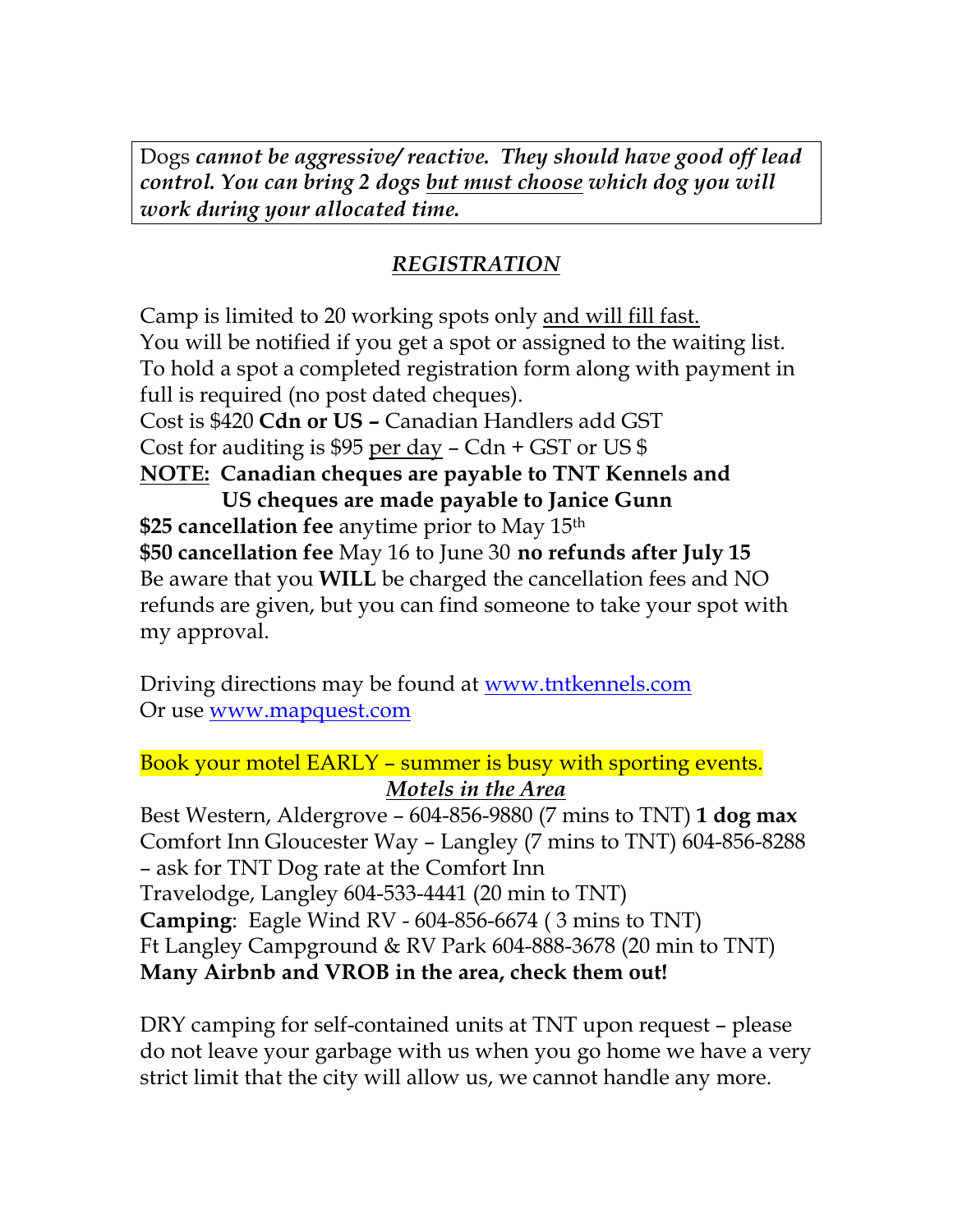Dogs ***cannot be aggressive/ reactive. They should have good off lead control. You can bring 2 dogs <u>but must choose</u> which dog you will work during your allocated time.***

## ***<u>REGISTRATION</u>***

Camp is limited to 20 working spots only <u>and will fill fast.</u>
You will be notified if you get a spot or assigned to the waiting list.
To hold a spot a completed registration form along with payment in full is required (no post dated cheques).
Cost is $420 **Cdn or US –** Canadian Handlers add GST
Cost for auditing is $95 <u>per day</u> – Cdn + GST or US $
**<u>NOTE:</u> Canadian cheques are payable to TNT Kennels and US cheques are made payable to Janice Gunn**
**$25 cancellation fee** anytime prior to May 15th
**$50 cancellation fee** May 16 to June 30 **no refunds after July 15**
Be aware that you **WILL** be charged the cancellation fees and NO refunds are given, but you can find someone to take your spot with my approval.

Driving directions may be found at www.tntkennels.com
Or use www.mapquest.com

Book your motel EARLY – summer is busy with sporting events.

***<u>Motels in the Area</u>***

Best Western, Aldergrove – 604-856-9880 (7 mins to TNT) **1 dog max**
Comfort Inn Gloucester Way – Langley (7 mins to TNT) 604-856-8288 – ask for TNT Dog rate at the Comfort Inn
Travelodge, Langley 604-533-4441 (20 min to TNT)
**Camping**: Eagle Wind RV - 604-856-6674 ( 3 mins to TNT)
Ft Langley Campground & RV Park 604-888-3678 (20 min to TNT)
**Many Airbnb and VROB in the area, check them out!**

DRY camping for self-contained units at TNT upon request – please do not leave your garbage with us when you go home we have a very strict limit that the city will allow us, we cannot handle any more.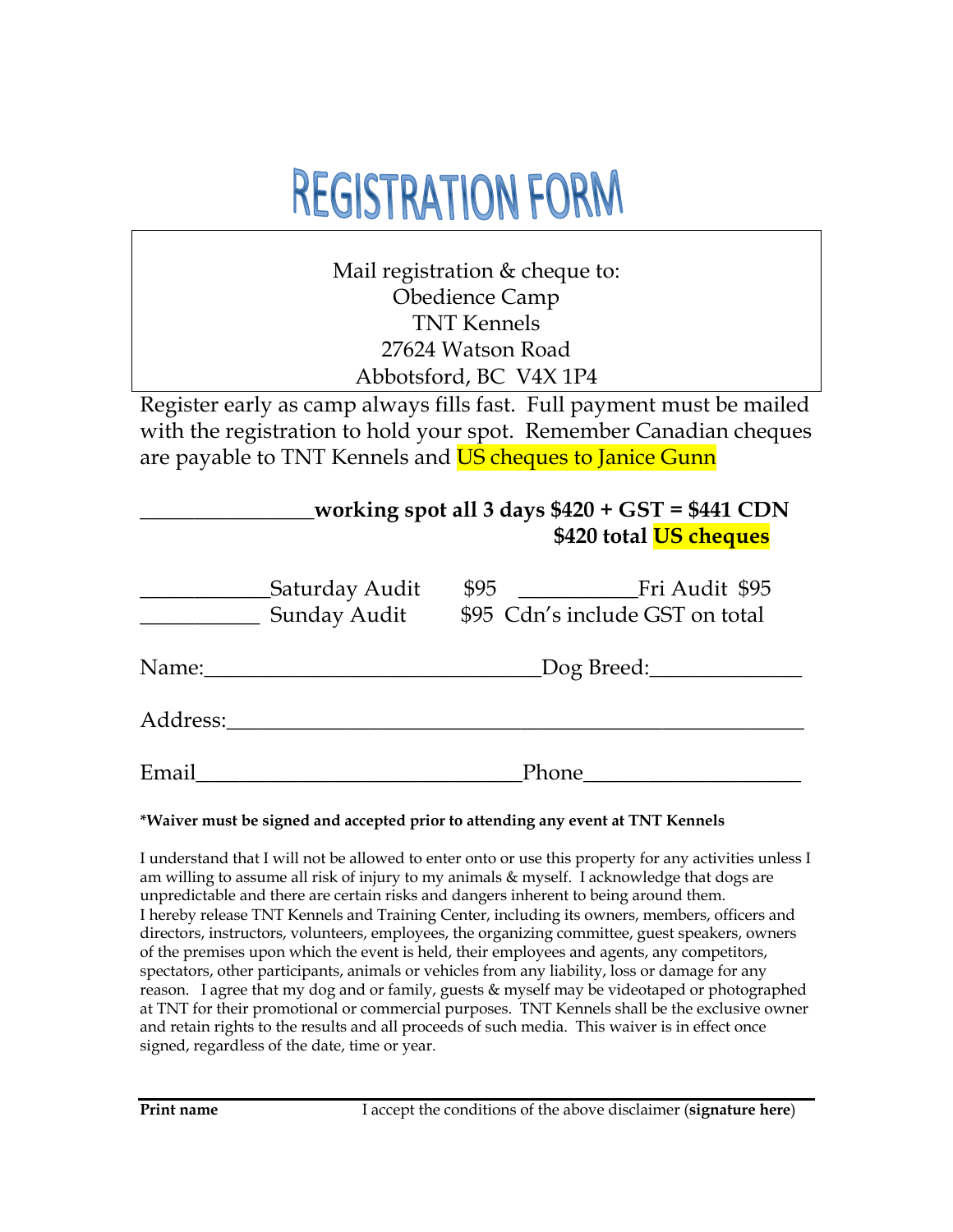# REGISTRATION FORM

Mail registration & cheque to:
Obedience Camp
TNT Kennels
27624 Watson Road
Abbotsford, BC V4X 1P4

Register early as camp always fills fast. Full payment must be mailed with the registration to hold your spot. Remember Canadian cheques are payable to TNT Kennels and US cheques to Janice Gunn

________________**working spot all 3 days $420 + GST = $441 CDN**
**$420 total US cheques**

____________Saturday Audit $95 ___________Fri Audit $95
___________ Sunday Audit $95 Cdn's include GST on total

Name:_______________________________Dog Breed:______________

Address:_____________________________________________________

Email______________________________Phone____________________

**\*Waiver must be signed and accepted prior to attending any event at TNT Kennels**

I understand that I will not be allowed to enter onto or use this property for any activities unless I am willing to assume all risk of injury to my animals & myself. I acknowledge that dogs are unpredictable and there are certain risks and dangers inherent to being around them.
I hereby release TNT Kennels and Training Center, including its owners, members, officers and directors, instructors, volunteers, employees, the organizing committee, guest speakers, owners of the premises upon which the event is held, their employees and agents, any competitors, spectators, other participants, animals or vehicles from any liability, loss or damage for any reason. I agree that my dog and or family, guests & myself may be videotaped or photographed at TNT for their promotional or commercial purposes. TNT Kennels shall be the exclusive owner and retain rights to the results and all proceeds of such media. This waiver is in effect once signed, regardless of the date, time or year.

**Print name** I accept the conditions of the above disclaimer (**signature here**)